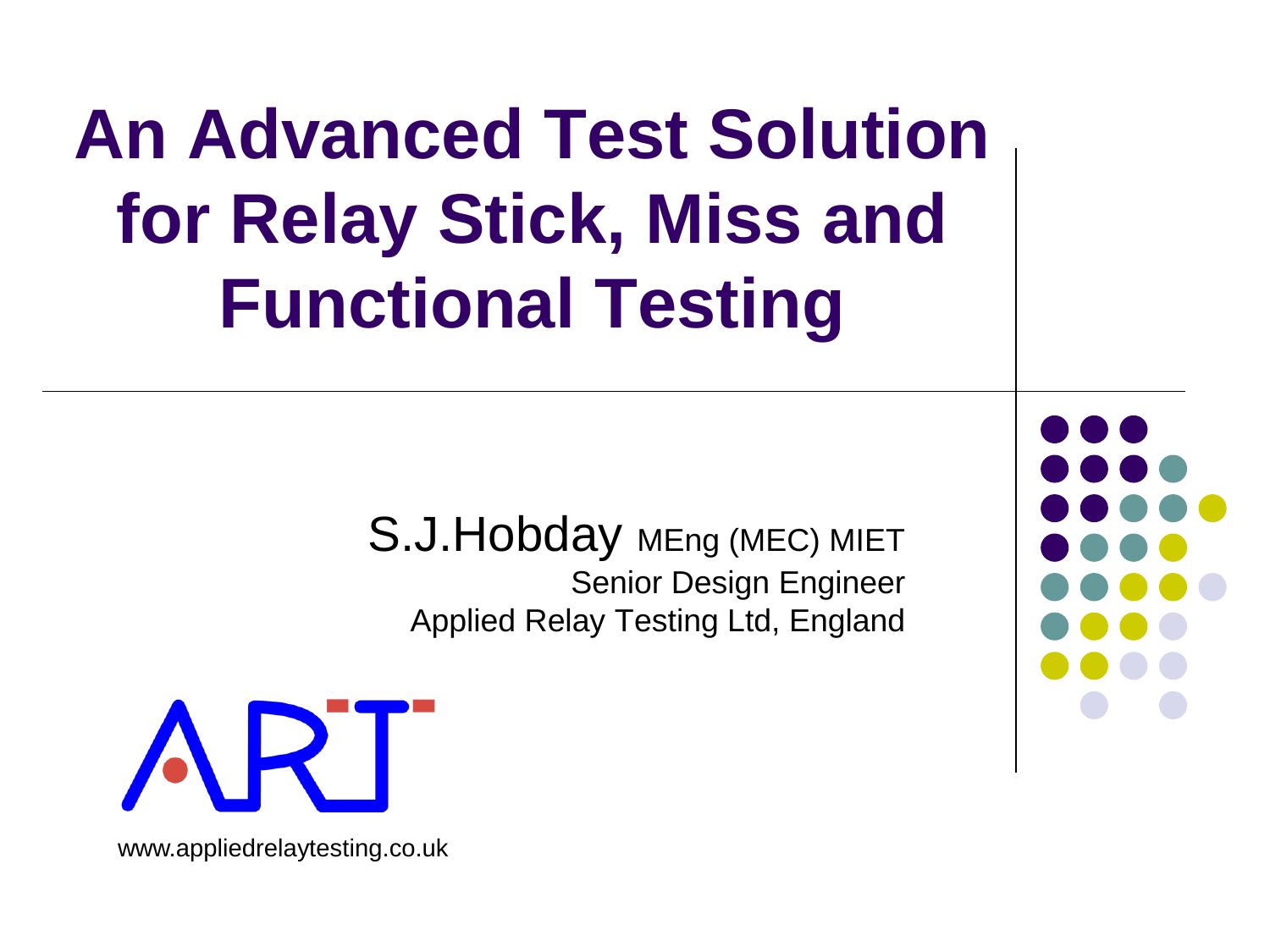# An Advanced Test Solution for Relay Stick, Miss and Functional Testing

S.J.Hobday MEng (MEC) MIET
Senior Design Engineer
Applied Relay Testing Ltd, England

ART

www.appliedrelaytesting.co.uk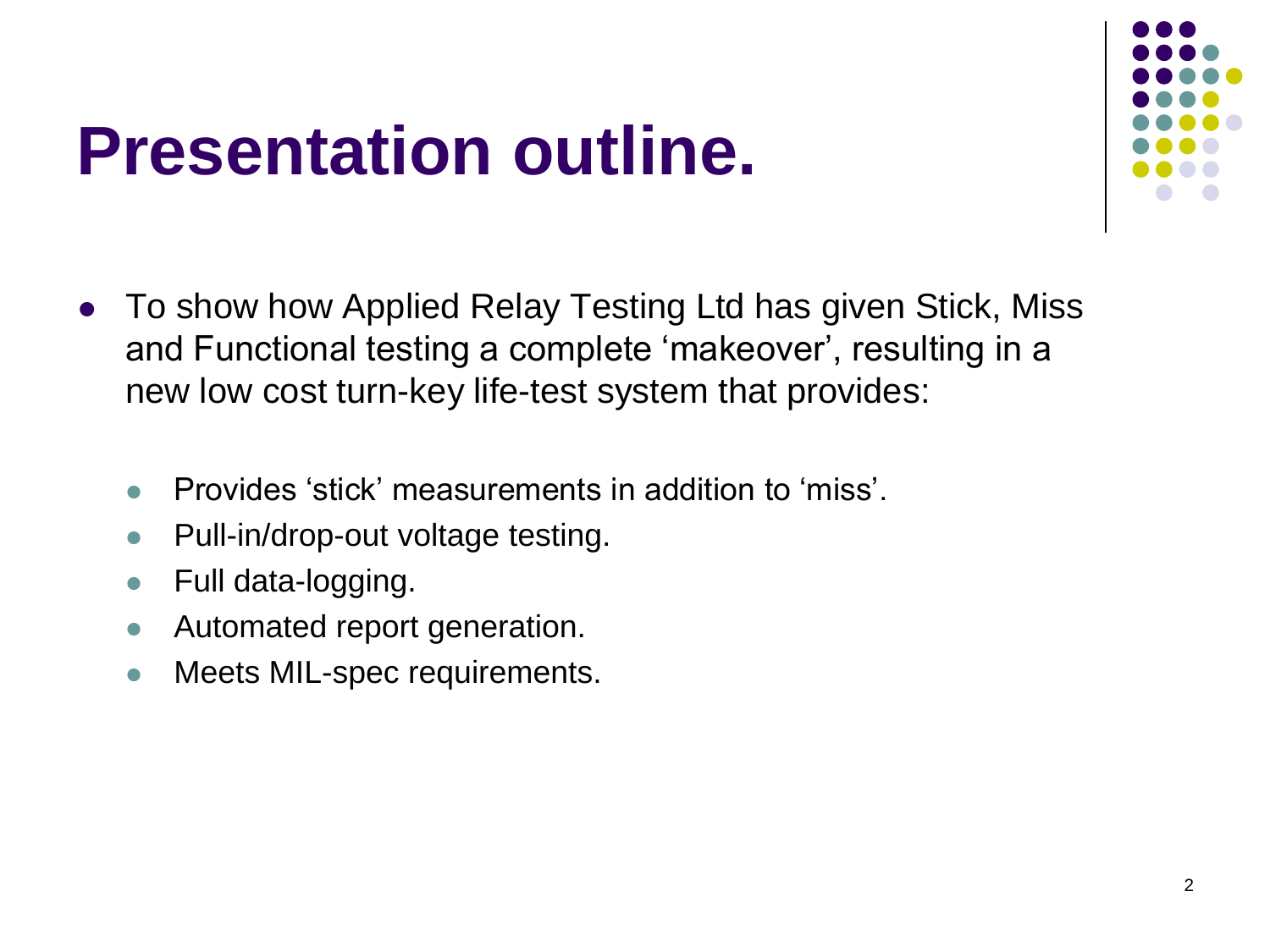# Presentation outline.

- To show how Applied Relay Testing Ltd has given Stick, Miss and Functional testing a complete 'makeover', resulting in a new low cost turn-key life-test system that provides:
  - Provides 'stick' measurements in addition to 'miss'.
  - Pull-in/drop-out voltage testing.
  - Full data-logging.
  - Automated report generation.
  - Meets MIL-spec requirements.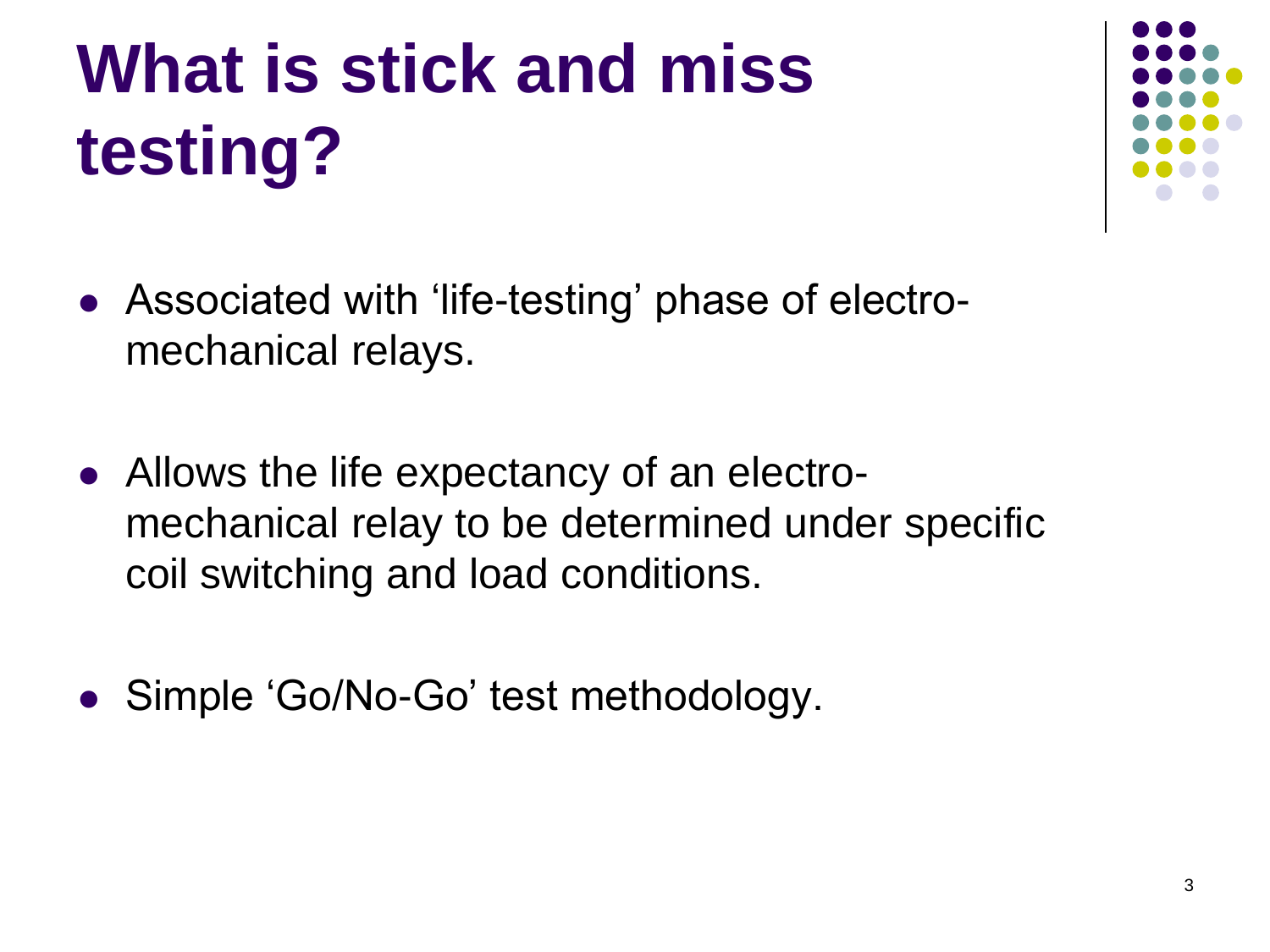# What is stick and miss testing?

- Associated with 'life-testing' phase of electro-mechanical relays.
- Allows the life expectancy of an electro-mechanical relay to be determined under specific coil switching and load conditions.
- Simple 'Go/No-Go' test methodology.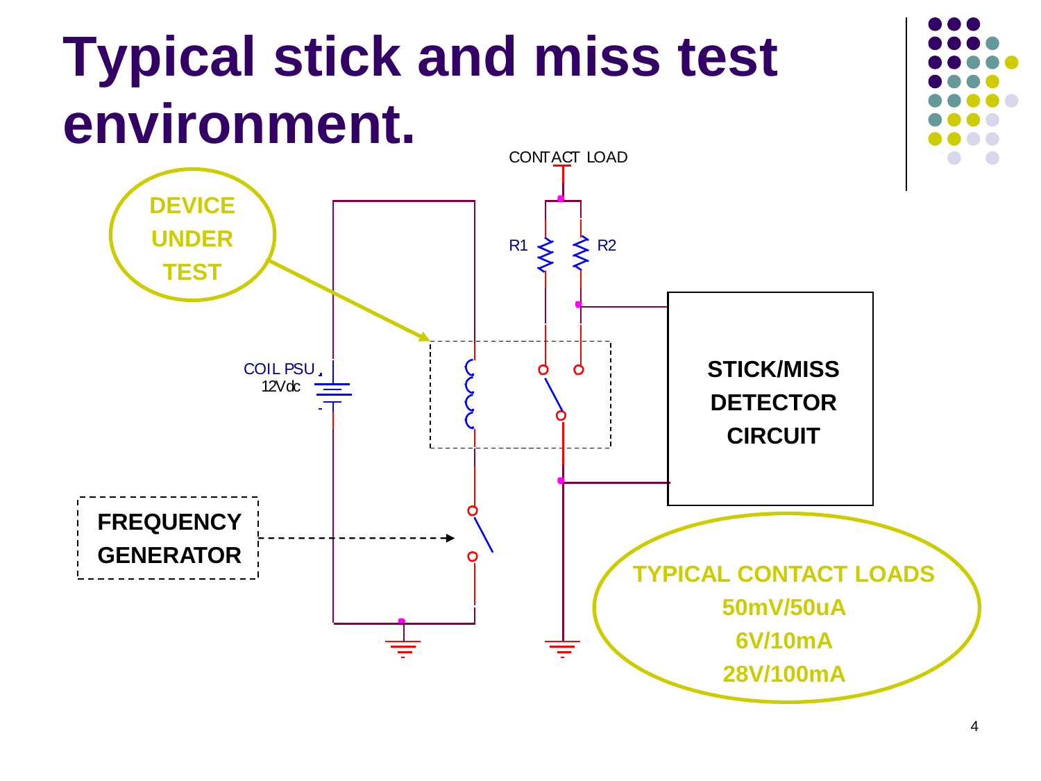# Typical stick and miss test environment.

CONTACT LOAD

R1 R2

DEVICE UNDER TEST

COIL PSU 12Vdc

STICK/MISS DETECTOR CIRCUIT

FREQUENCY GENERATOR

TYPICAL CONTACT LOADS

50mV/50uA

6V/10mA

28V/100mA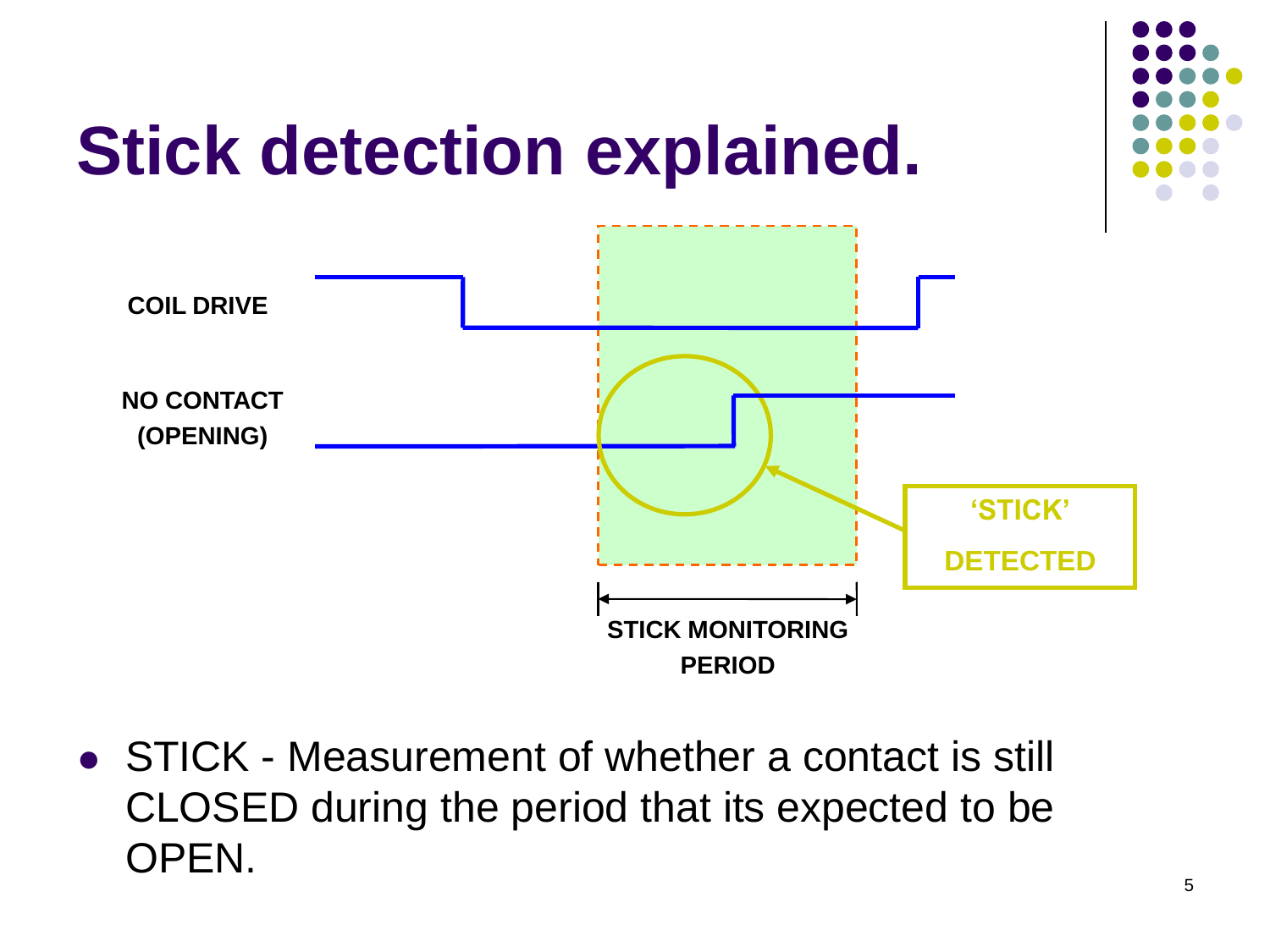# Stick detection explained.

COIL DRIVE

NO CONTACT (OPENING)

'STICK' DETECTED

STICK MONITORING PERIOD

- STICK - Measurement of whether a contact is still CLOSED during the period that its expected to be OPEN.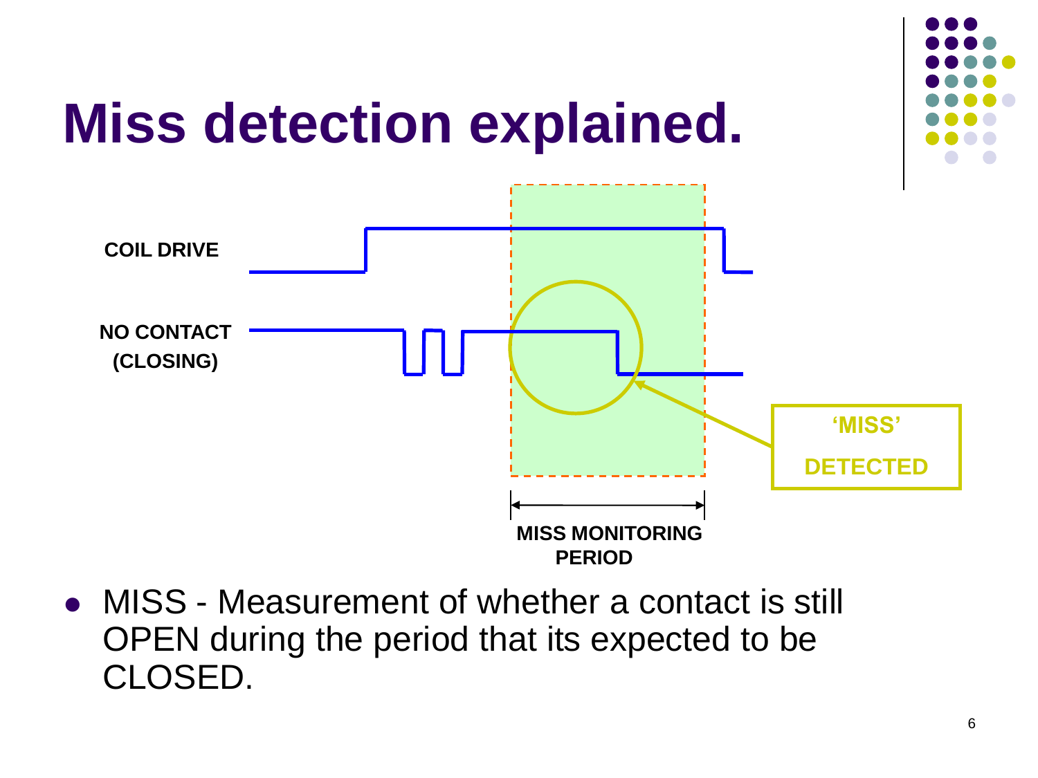# Miss detection explained.

COIL DRIVE

NO CONTACT (CLOSING)

'MISS' DETECTED

MISS MONITORING PERIOD

- MISS - Measurement of whether a contact is still OPEN during the period that its expected to be CLOSED.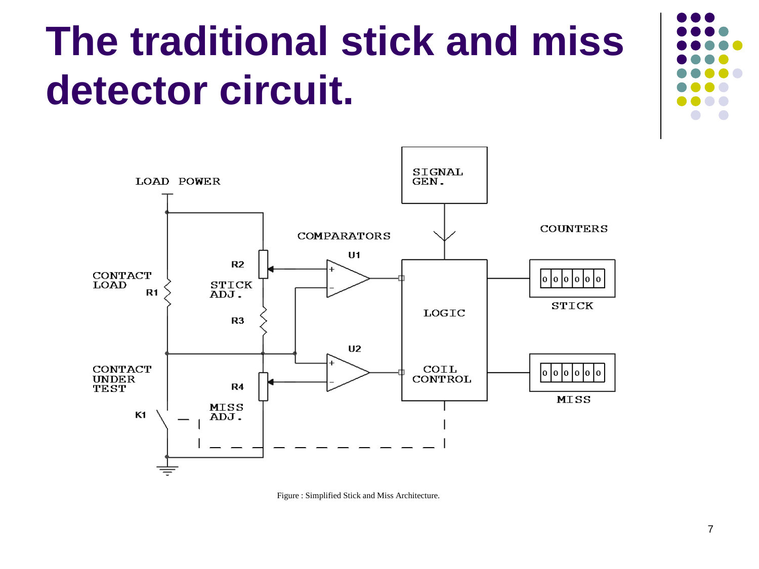# The traditional stick and miss detector circuit.

LOAD POWER

SIGNAL GEN.

COMPARATORS

COUNTERS

CONTACT LOAD

R1

R2

STICK ADJ.

R3

U1

U2

LOGIC

COIL CONTROL

STICK

MISS

CONTACT UNDER TEST

K1

R4

MISS ADJ.

Figure : Simplified Stick and Miss Architecture.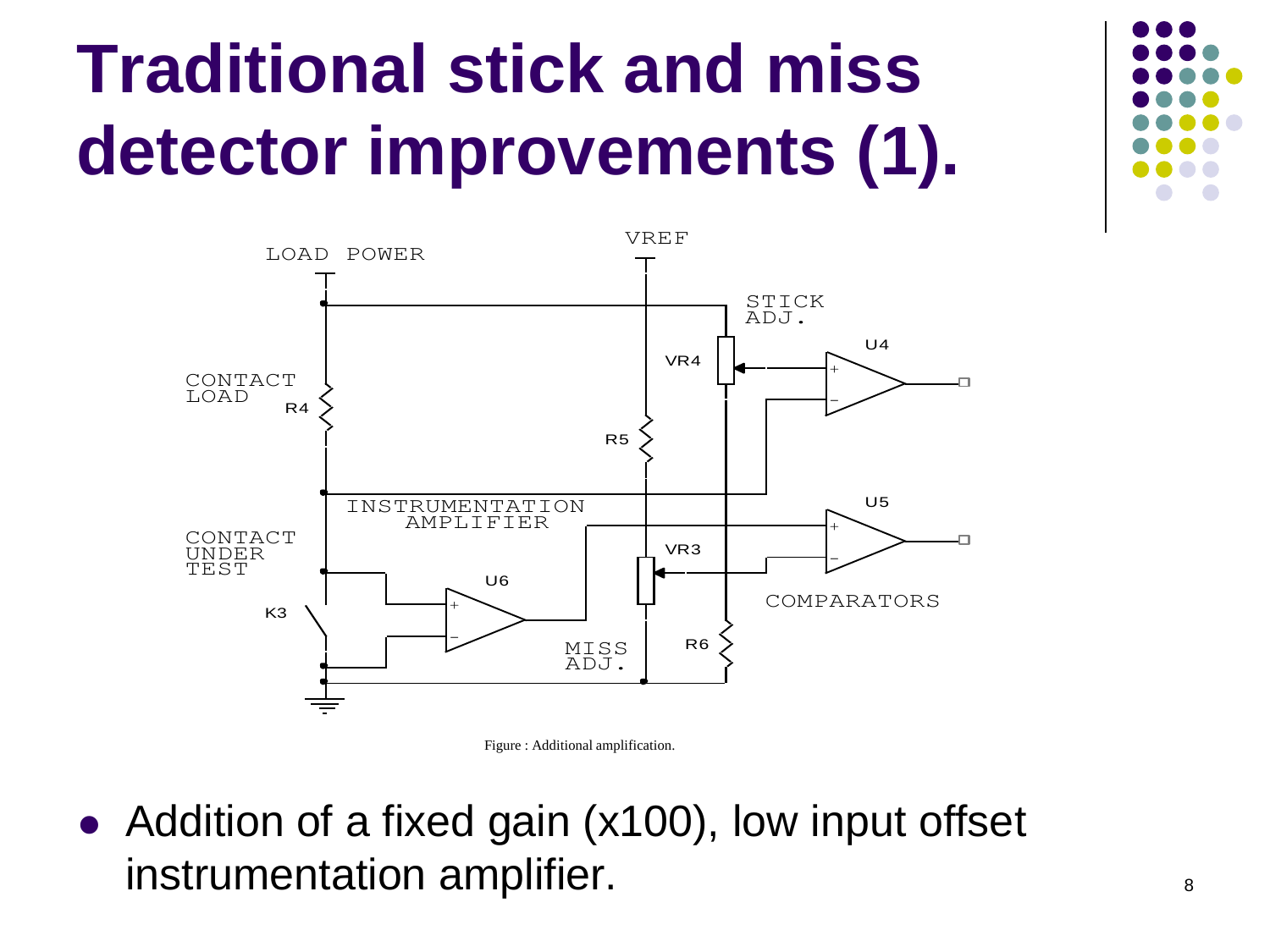# Traditional stick and miss detector improvements (1).

Figure : Additional amplification.

- Addition of a fixed gain (x100), low input offset instrumentation amplifier.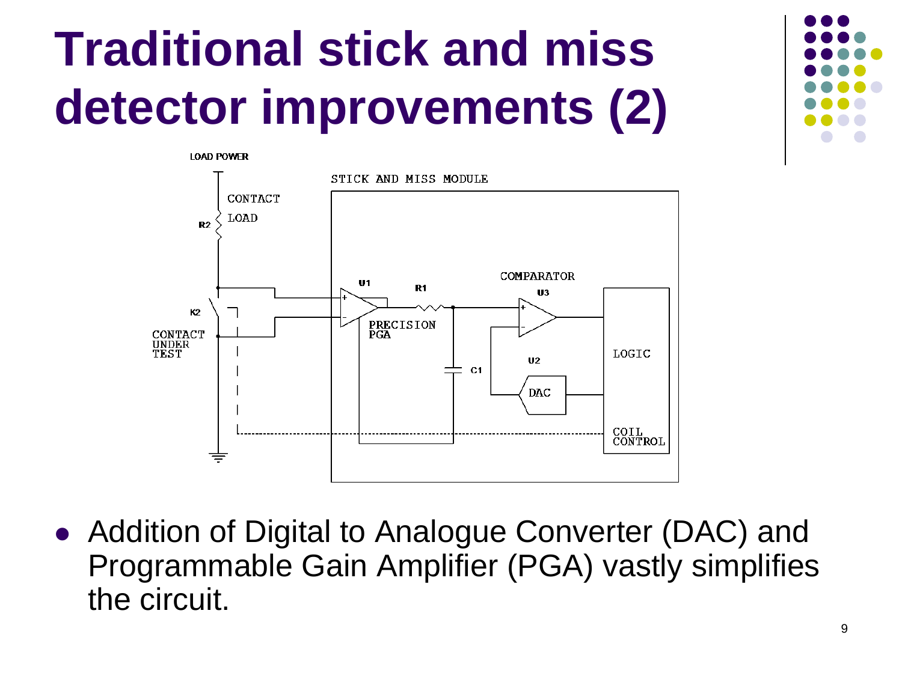# Traditional stick and miss detector improvements (2)

- Addition of Digital to Analogue Converter (DAC) and Programmable Gain Amplifier (PGA) vastly simplifies the circuit.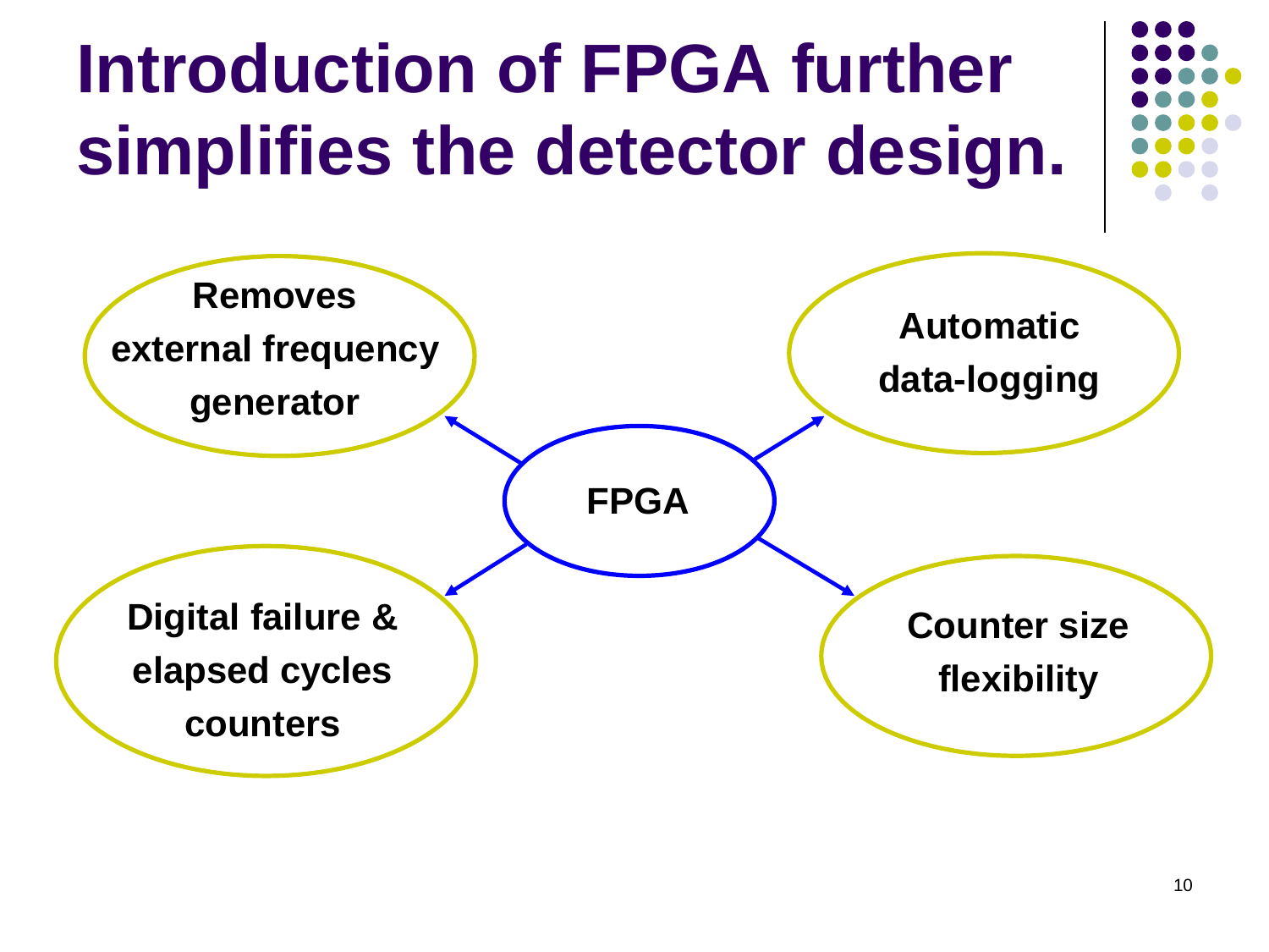# Introduction of FPGA further simplifies the detector design.

**FPGA**

- **Removes external frequency generator**
- **Automatic data-logging**
- **Digital failure & elapsed cycles counters**
- **Counter size flexibility**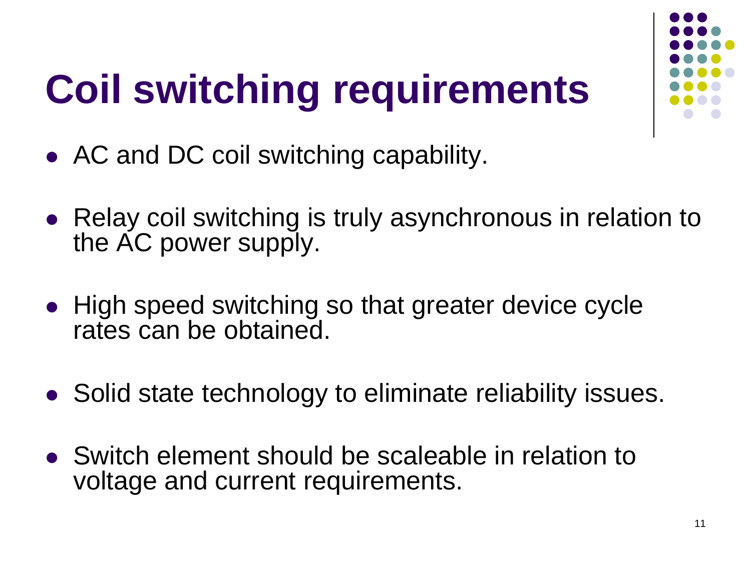# Coil switching requirements

- AC and DC coil switching capability.
- Relay coil switching is truly asynchronous in relation to the AC power supply.
- High speed switching so that greater device cycle rates can be obtained.
- Solid state technology to eliminate reliability issues.
- Switch element should be scaleable in relation to voltage and current requirements.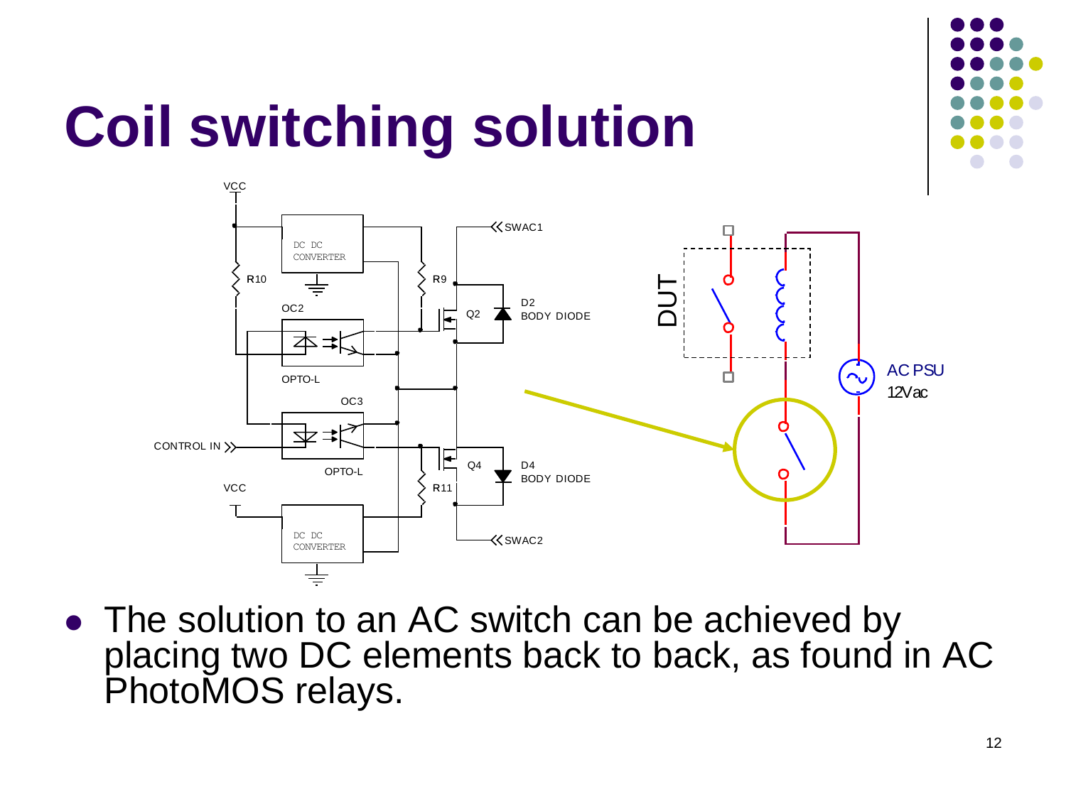# Coil switching solution

- The solution to an AC switch can be achieved by placing two DC elements back to back, as found in AC PhotoMOS relays.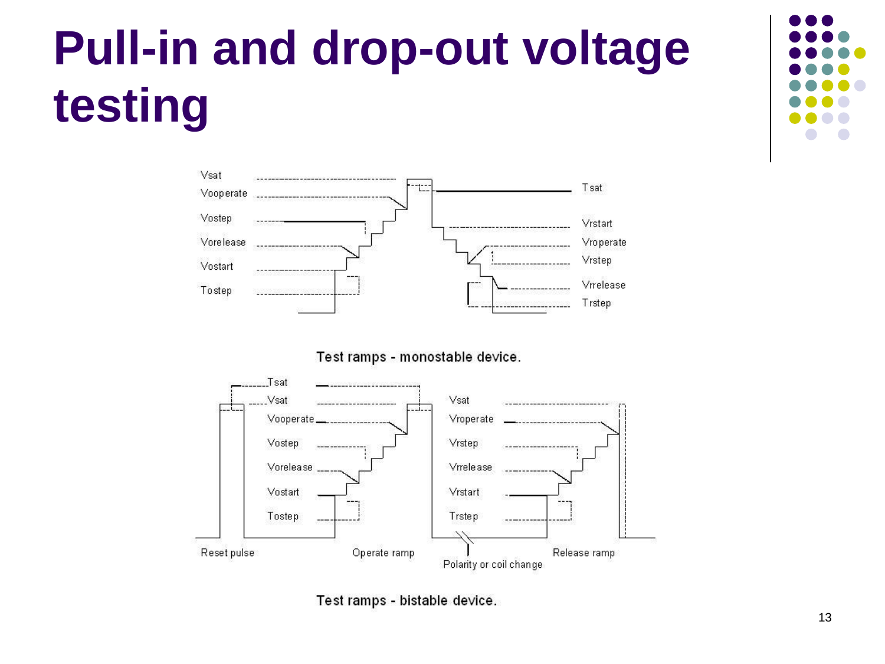# Pull-in and drop-out voltage testing

Vsat

Vooperate

Vostep

Vorelease

Vostart

Tostep

Tsat

Vrstart

Vroperate

Vrstep

Vrrelease

Trstep

Test ramps - monostable device.

Tsat

Vsat

Vooperate

Vostep

Vorelease

Vostart

Tostep

Reset pulse

Operate ramp

Vsat

Vroperate

Vrstep

Vrrelease

Vrstart

Trstep

Polarity or coil change

Release ramp

Test ramps - bistable device.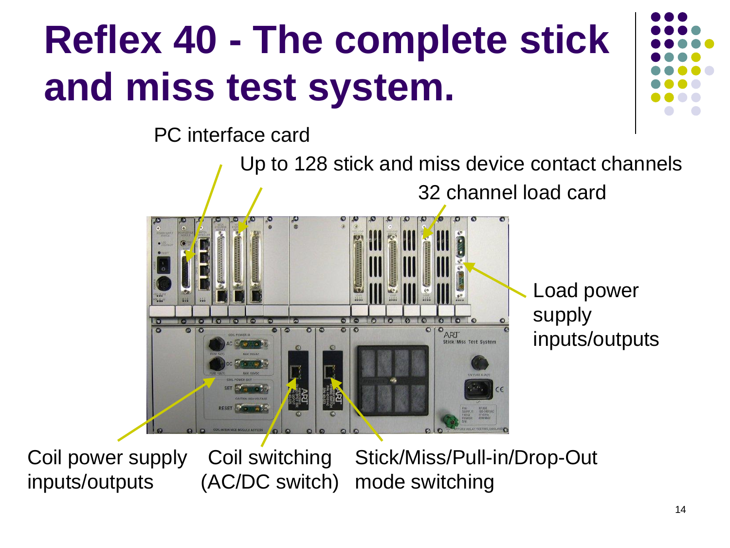# Reflex 40 - The complete stick and miss test system.

PC interface card

Up to 128 stick and miss device contact channels

32 channel load card

Load power supply inputs/outputs

Coil power supply inputs/outputs

Coil switching (AC/DC switch)

Stick/Miss/Pull-in/Drop-Out mode switching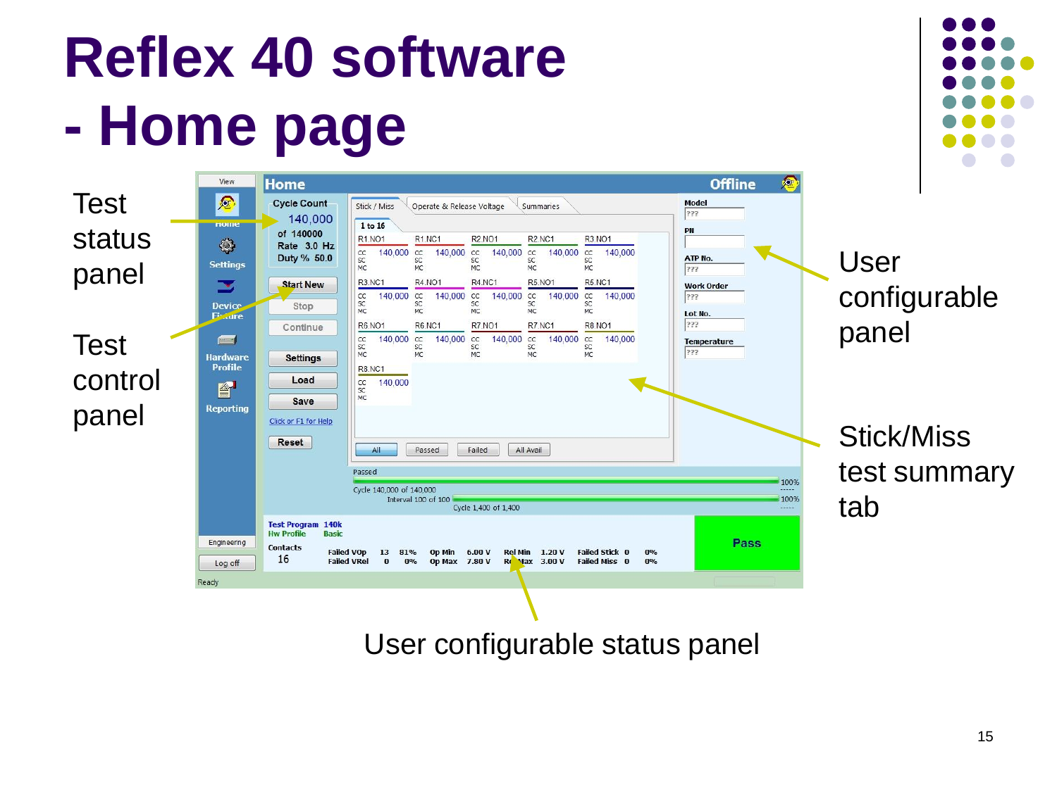# Reflex 40 software - Home page

Test status panel

Test control panel

User configurable panel

Stick/Miss test summary tab

User configurable status panel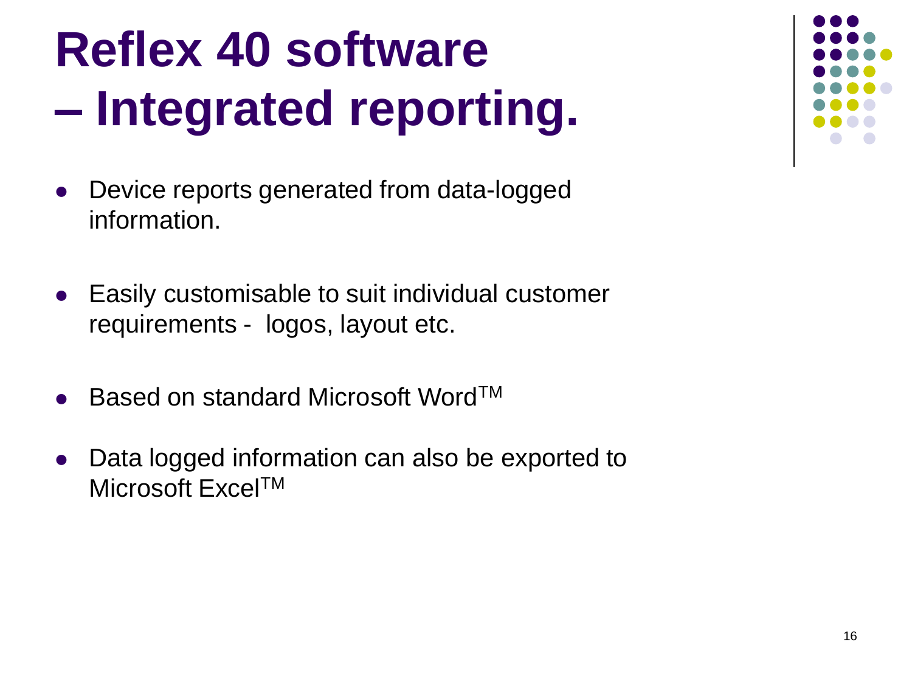# Reflex 40 software – Integrated reporting.

- Device reports generated from data-logged information.
- Easily customisable to suit individual customer requirements - logos, layout etc.
- Based on standard Microsoft Word™
- Data logged information can also be exported to Microsoft Excel™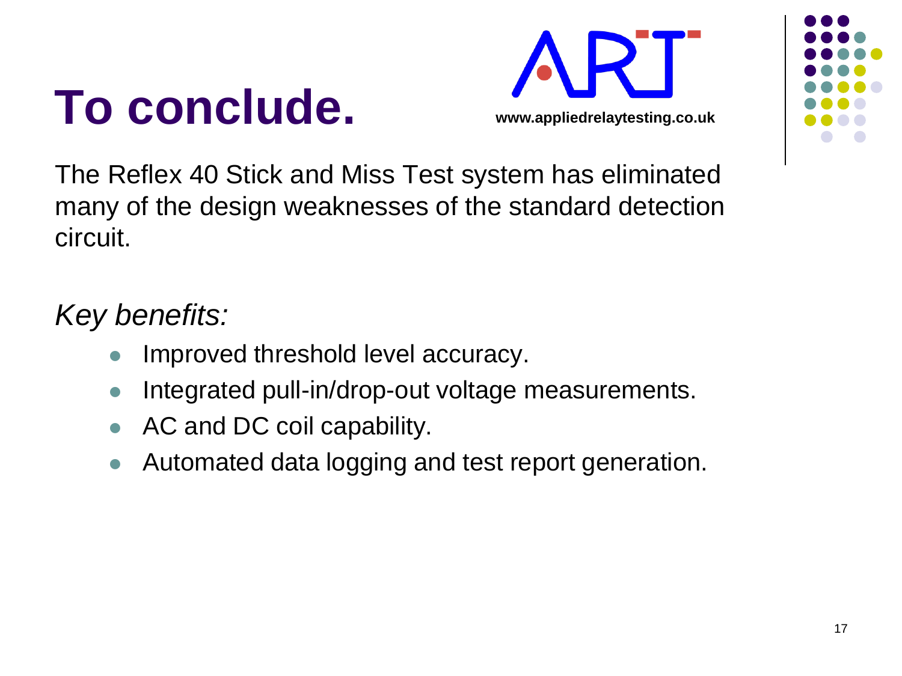# To conclude.

www.appliedrelaytesting.co.uk

The Reflex 40 Stick and Miss Test system has eliminated many of the design weaknesses of the standard detection circuit.

*Key benefits:*

- Improved threshold level accuracy.
- Integrated pull-in/drop-out voltage measurements.
- AC and DC coil capability.
- Automated data logging and test report generation.